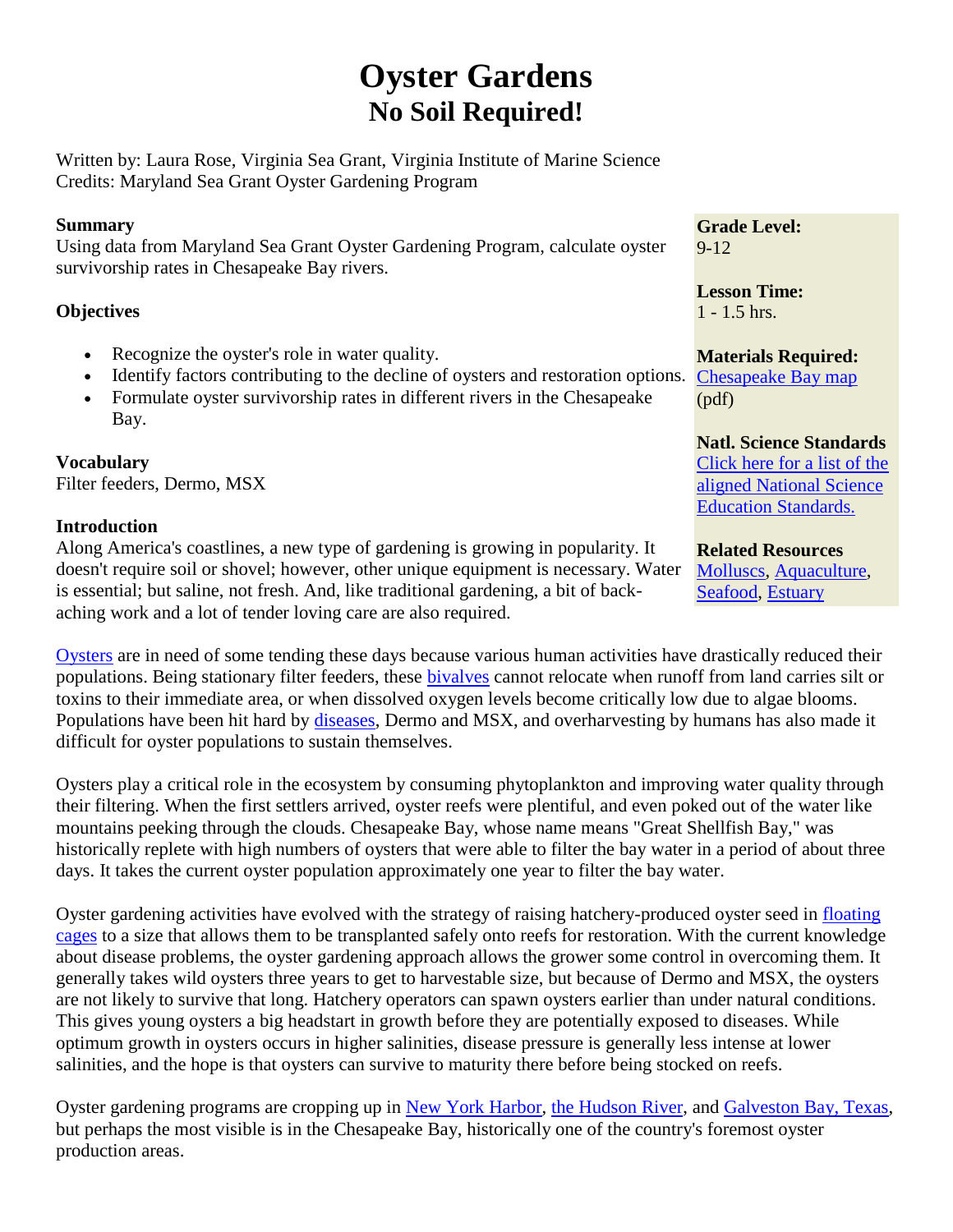# Oyster Gardens
## No Soil Required!

Written by: Laura Rose, Virginia Sea Grant, Virginia Institute of Marine Science
Credits: Maryland Sea Grant Oyster Gardening Program

**Summary**
Using data from Maryland Sea Grant Oyster Gardening Program, calculate oyster survivorship rates in Chesapeake Bay rivers.

**Objectives**

- Recognize the oyster's role in water quality.
- Identify factors contributing to the decline of oysters and restoration options.
- Formulate oyster survivorship rates in different rivers in the Chesapeake Bay.

**Vocabulary**
Filter feeders, Dermo, MSX

**Grade Level:**
9-12

**Lesson Time:**
1 - 1.5 hrs.

**Materials Required:**
Chesapeake Bay map (pdf)

**Natl. Science Standards**
Click here for a list of the aligned National Science Education Standards.

**Related Resources**
Molluscs, Aquaculture, Seafood, Estuary

**Introduction**
Along America's coastlines, a new type of gardening is growing in popularity. It doesn't require soil or shovel; however, other unique equipment is necessary. Water is essential; but saline, not fresh. And, like traditional gardening, a bit of back-aching work and a lot of tender loving care are also required.

Oysters are in need of some tending these days because various human activities have drastically reduced their populations. Being stationary filter feeders, these bivalves cannot relocate when runoff from land carries silt or toxins to their immediate area, or when dissolved oxygen levels become critically low due to algae blooms. Populations have been hit hard by diseases, Dermo and MSX, and overharvesting by humans has also made it difficult for oyster populations to sustain themselves.

Oysters play a critical role in the ecosystem by consuming phytoplankton and improving water quality through their filtering. When the first settlers arrived, oyster reefs were plentiful, and even poked out of the water like mountains peeking through the clouds. Chesapeake Bay, whose name means "Great Shellfish Bay," was historically replete with high numbers of oysters that were able to filter the bay water in a period of about three days. It takes the current oyster population approximately one year to filter the bay water.

Oyster gardening activities have evolved with the strategy of raising hatchery-produced oyster seed in floating cages to a size that allows them to be transplanted safely onto reefs for restoration. With the current knowledge about disease problems, the oyster gardening approach allows the grower some control in overcoming them. It generally takes wild oysters three years to get to harvestable size, but because of Dermo and MSX, the oysters are not likely to survive that long. Hatchery operators can spawn oysters earlier than under natural conditions. This gives young oysters a big headstart in growth before they are potentially exposed to diseases. While optimum growth in oysters occurs in higher salinities, disease pressure is generally less intense at lower salinities, and the hope is that oysters can survive to maturity there before being stocked on reefs.

Oyster gardening programs are cropping up in New York Harbor, the Hudson River, and Galveston Bay, Texas, but perhaps the most visible is in the Chesapeake Bay, historically one of the country's foremost oyster production areas.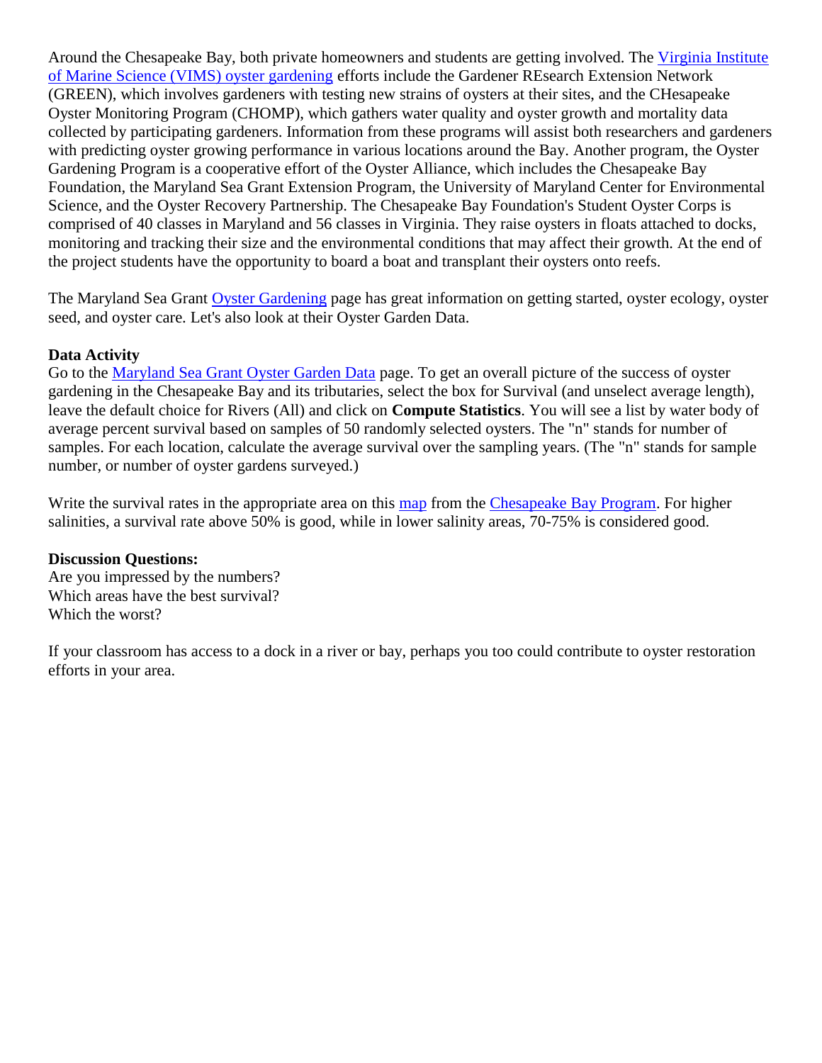Around the Chesapeake Bay, both private homeowners and students are getting involved. The Virginia Institute of Marine Science (VIMS) oyster gardening efforts include the Gardener REsearch Extension Network (GREEN), which involves gardeners with testing new strains of oysters at their sites, and the CHesapeake Oyster Monitoring Program (CHOMP), which gathers water quality and oyster growth and mortality data collected by participating gardeners. Information from these programs will assist both researchers and gardeners with predicting oyster growing performance in various locations around the Bay. Another program, the Oyster Gardening Program is a cooperative effort of the Oyster Alliance, which includes the Chesapeake Bay Foundation, the Maryland Sea Grant Extension Program, the University of Maryland Center for Environmental Science, and the Oyster Recovery Partnership. The Chesapeake Bay Foundation's Student Oyster Corps is comprised of 40 classes in Maryland and 56 classes in Virginia. They raise oysters in floats attached to docks, monitoring and tracking their size and the environmental conditions that may affect their growth. At the end of the project students have the opportunity to board a boat and transplant their oysters onto reefs.

The Maryland Sea Grant Oyster Gardening page has great information on getting started, oyster ecology, oyster seed, and oyster care. Let's also look at their Oyster Garden Data.

**Data Activity**
Go to the Maryland Sea Grant Oyster Garden Data page. To get an overall picture of the success of oyster gardening in the Chesapeake Bay and its tributaries, select the box for Survival (and unselect average length), leave the default choice for Rivers (All) and click on **Compute Statistics**. You will see a list by water body of average percent survival based on samples of 50 randomly selected oysters. The "n" stands for number of samples. For each location, calculate the average survival over the sampling years. (The "n" stands for sample number, or number of oyster gardens surveyed.)

Write the survival rates in the appropriate area on this map from the Chesapeake Bay Program. For higher salinities, a survival rate above 50% is good, while in lower salinity areas, 70-75% is considered good.

**Discussion Questions:**
Are you impressed by the numbers?
Which areas have the best survival?
Which the worst?

If your classroom has access to a dock in a river or bay, perhaps you too could contribute to oyster restoration efforts in your area.